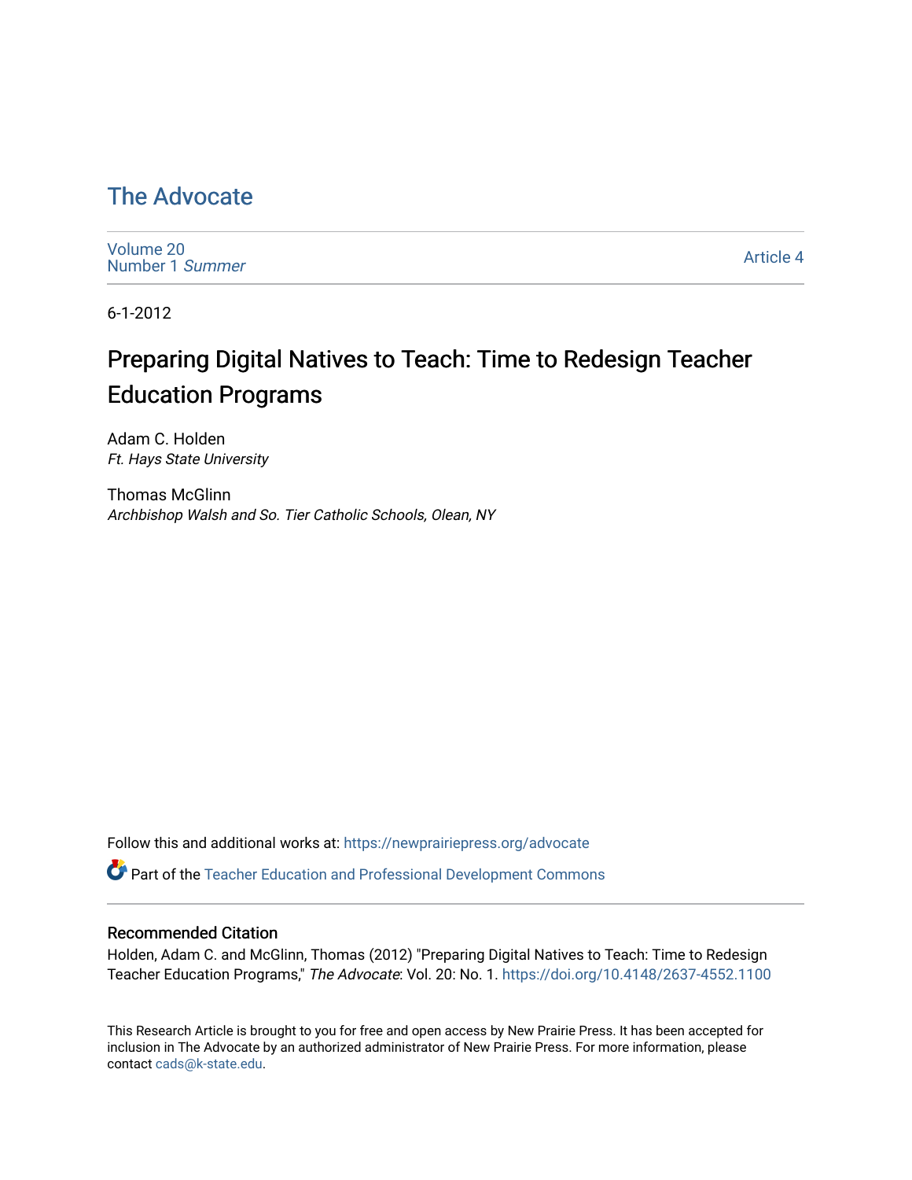# The Advocate

Volume 20
Number 1 *Summer*

Article 4

6-1-2012

## Preparing Digital Natives to Teach: Time to Redesign Teacher Education Programs

Adam C. Holden
*Ft. Hays State University*

Thomas McGlinn
*Archbishop Walsh and So. Tier Catholic Schools, Olean, NY*

Follow this and additional works at: https://newprairiepress.org/advocate

Part of the Teacher Education and Professional Development Commons

### Recommended Citation

Holden, Adam C. and McGlinn, Thomas (2012) "Preparing Digital Natives to Teach: Time to Redesign Teacher Education Programs," *The Advocate*: Vol. 20: No. 1. https://doi.org/10.4148/2637-4552.1100

This Research Article is brought to you for free and open access by New Prairie Press. It has been accepted for inclusion in The Advocate by an authorized administrator of New Prairie Press. For more information, please contact cads@k-state.edu.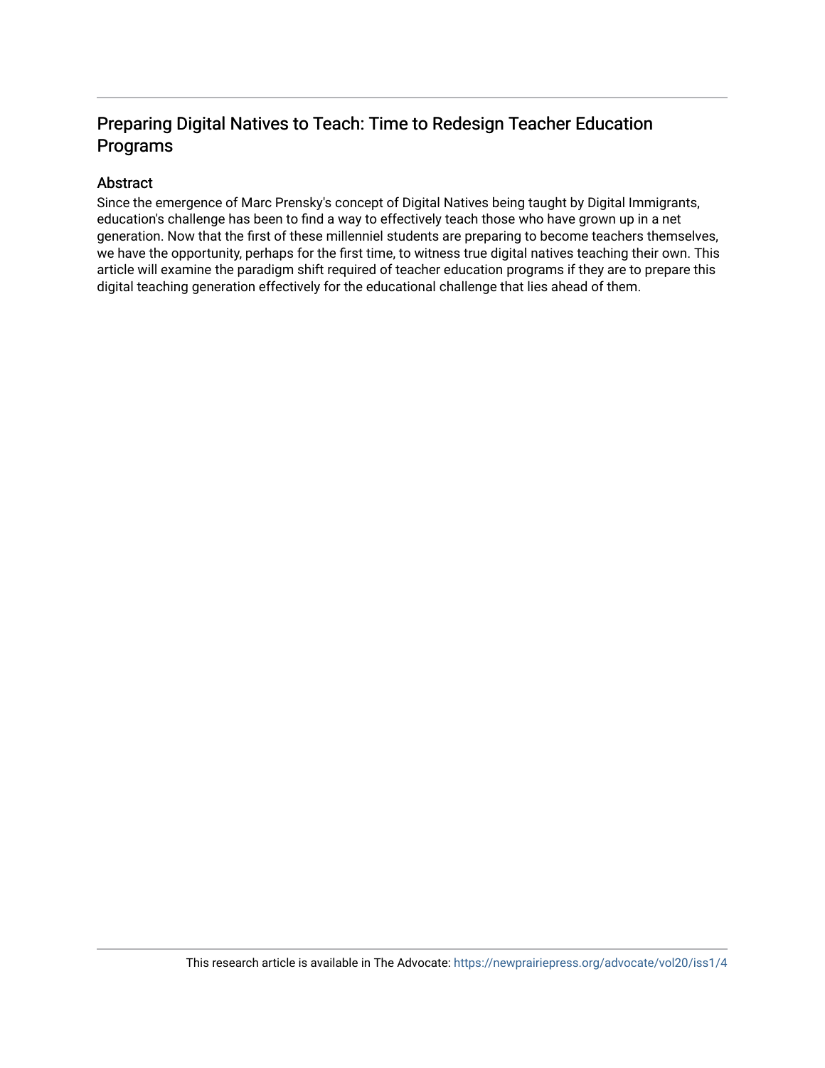# Preparing Digital Natives to Teach: Time to Redesign Teacher Education Programs

## Abstract

Since the emergence of Marc Prensky's concept of Digital Natives being taught by Digital Immigrants, education's challenge has been to find a way to effectively teach those who have grown up in a net generation. Now that the first of these millenniel students are preparing to become teachers themselves, we have the opportunity, perhaps for the first time, to witness true digital natives teaching their own. This article will examine the paradigm shift required of teacher education programs if they are to prepare this digital teaching generation effectively for the educational challenge that lies ahead of them.

This research article is available in The Advocate: https://newprairiepress.org/advocate/vol20/iss1/4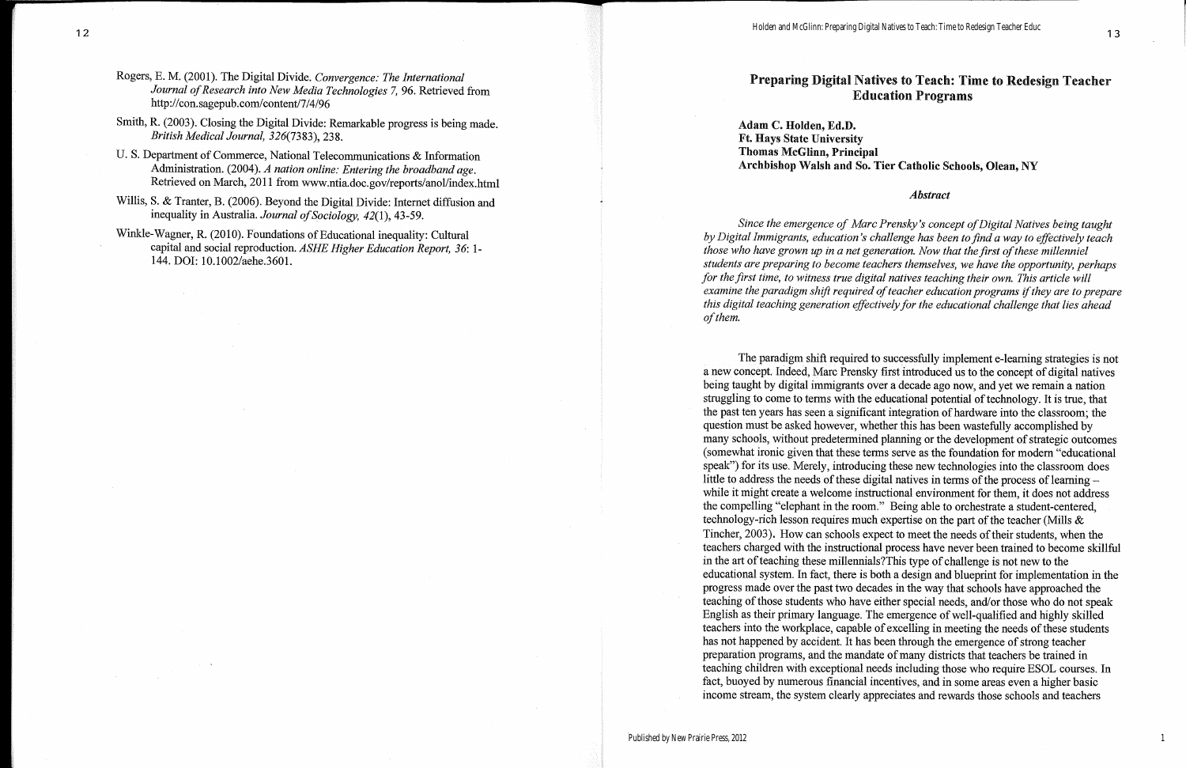Rogers, E. M. (2001). The Digital Divide. *Convergence: The International Journal of Research into New Media Technologies 7,* 96. Retrieved from http://con.sagepub.com/content/7/4/96

Smith, R. (2003). Closing the Digital Divide: Remarkable progress is being made. *British Medical Journal, 326*(7383), 238.

U. S. Department of Commerce, National Telecommunications & Information Administration. (2004). *A nation online: Entering the broadband age.* Retrieved on March, 2011 from www.ntia.doc.gov/reports/anol/index.html

Willis, S. & Tranter, B. (2006). Beyond the Digital Divide: Internet diffusion and inequality in Australia. *Journal of Sociology, 42*(1), 43-59.

Winkle-Wagner, R. (2010). Foundations of Educational inequality: Cultural capital and social reproduction. *ASHE Higher Education Report, 36*: 1-144. DOI: 10.1002/aehe.3601.

# Preparing Digital Natives to Teach: Time to Redesign Teacher Education Programs

**Adam C. Holden, Ed.D.**
**Ft. Hays State University**
**Thomas McGlinn, Principal**
**Archbishop Walsh and So. Tier Catholic Schools, Olean, NY**

### *Abstract*

*Since the emergence of Marc Prensky's concept of Digital Natives being taught by Digital Immigrants, education's challenge has been to find a way to effectively teach those who have grown up in a net generation. Now that the first of these millennial students are preparing to become teachers themselves, we have the opportunity, perhaps for the first time, to witness true digital natives teaching their own. This article will examine the paradigm shift required of teacher education programs if they are to prepare this digital teaching generation effectively for the educational challenge that lies ahead of them.*

The paradigm shift required to successfully implement e-learning strategies is not a new concept. Indeed, Marc Prensky first introduced us to the concept of digital natives being taught by digital immigrants over a decade ago now, and yet we remain a nation struggling to come to terms with the educational potential of technology. It is true, that the past ten years has seen a significant integration of hardware into the classroom; the question must be asked however, whether this has been wastefully accomplished by many schools, without predetermined planning or the development of strategic outcomes (somewhat ironic given that these terms serve as the foundation for modern "educational speak") for its use. Merely, introducing these new technologies into the classroom does little to address the needs of these digital natives in terms of the process of learning – while it might create a welcome instructional environment for them, it does not address the compelling "elephant in the room." Being able to orchestrate a student-centered, technology-rich lesson requires much expertise on the part of the teacher (Mills & Tincher, 2003). How can schools expect to meet the needs of their students, when the teachers charged with the instructional process have never been trained to become skillful in the art of teaching these millennials?This type of challenge is not new to the educational system. In fact, there is both a design and blueprint for implementation in the progress made over the past two decades in the way that schools have approached the teaching of those students who have either special needs, and/or those who do not speak English as their primary language. The emergence of well-qualified and highly skilled teachers into the workplace, capable of excelling in meeting the needs of these students has not happened by accident. It has been through the emergence of strong teacher preparation programs, and the mandate of many districts that teachers be trained in teaching children with exceptional needs including those who require ESOL courses. In fact, buoyed by numerous financial incentives, and in some areas even a higher basic income stream, the system clearly appreciates and rewards those schools and teachers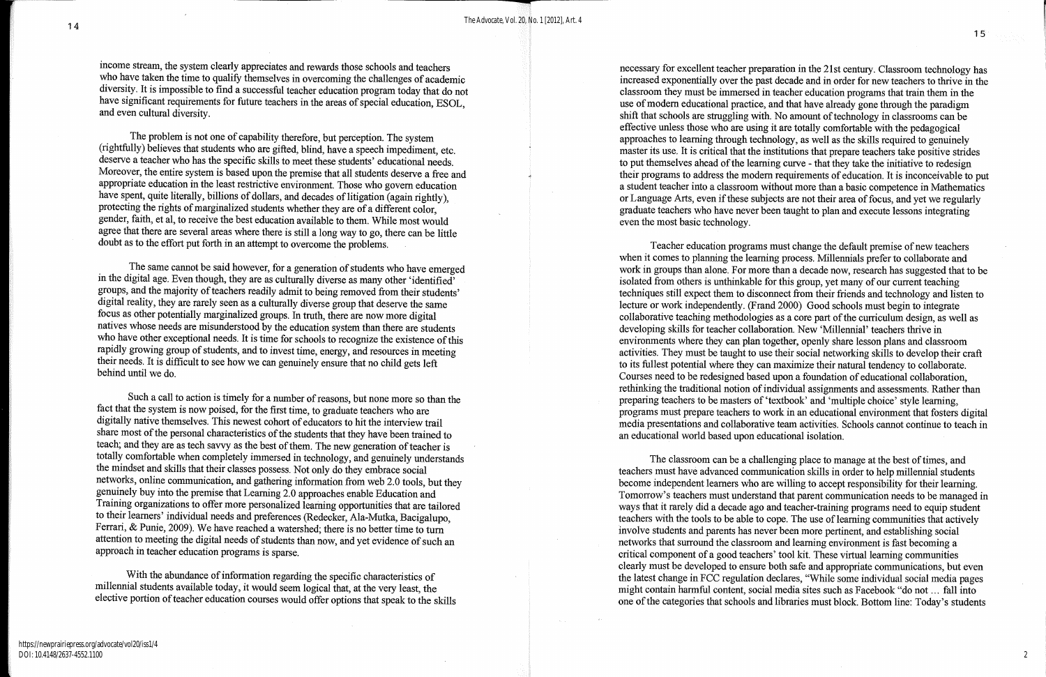income stream, the system clearly appreciates and rewards those schools and teachers who have taken the time to qualify themselves in overcoming the challenges of academic diversity. It is impossible to find a successful teacher education program today that do not have significant requirements for future teachers in the areas of special education, ESOL, and even cultural diversity.

The problem is not one of capability therefore, but perception. The system (rightfully) believes that students who are gifted, blind, have a speech impediment, etc. deserve a teacher who has the specific skills to meet these students' educational needs. Moreover, the entire system is based upon the premise that all students deserve a free and appropriate education in the least restrictive environment. Those who govern education have spent, quite literally, billions of dollars, and decades of litigation (again rightly), protecting the rights of marginalized students whether they are of a different color, gender, faith, et al, to receive the best education available to them. While most would agree that there are several areas where there is still a long way to go, there can be little doubt as to the effort put forth in an attempt to overcome the problems.

The same cannot be said however, for a generation of students who have emerged in the digital age. Even though, they are as culturally diverse as many other 'identified' groups, and the majority of teachers readily admit to being removed from their students' digital reality, they are rarely seen as a culturally diverse group that deserve the same focus as other potentially marginalized groups. In truth, there are now more digital natives whose needs are misunderstood by the education system than there are students who have other exceptional needs. It is time for schools to recognize the existence of this rapidly growing group of students, and to invest time, energy, and resources in meeting their needs. It is difficult to see how we can genuinely ensure that no child gets left behind until we do.

Such a call to action is timely for a number of reasons, but none more so than the fact that the system is now poised, for the first time, to graduate teachers who are digitally native themselves. This newest cohort of educators to hit the interview trail share most of the personal characteristics of the students that they have been trained to teach; and they are as tech savvy as the best of them. The new generation of teacher is totally comfortable when completely immersed in technology, and genuinely understands the mindset and skills that their classes possess. Not only do they embrace social networks, online communication, and gathering information from web 2.0 tools, but they genuinely buy into the premise that Learning 2.0 approaches enable Education and Training organizations to offer more personalized learning opportunities that are tailored to their learners' individual needs and preferences (Redecker, Ala-Mutka, Bacigalupo, Ferrari, & Punie, 2009). We have reached a watershed; there is no better time to turn attention to meeting the digital needs of students than now, and yet evidence of such an approach in teacher education programs is sparse.

With the abundance of information regarding the specific characteristics of millennial students available today, it would seem logical that, at the very least, the elective portion of teacher education courses would offer options that speak to the skills necessary for excellent teacher preparation in the 21st century. Classroom technology has increased exponentially over the past decade and in order for new teachers to thrive in the classroom they must be immersed in teacher education programs that train them in the use of modern educational practice, and that have already gone through the paradigm shift that schools are struggling with. No amount of technology in classrooms can be effective unless those who are using it are totally comfortable with the pedagogical approaches to learning through technology, as well as the skills required to genuinely master its use. It is critical that the institutions that prepare teachers take positive strides to put themselves ahead of the learning curve - that they take the initiative to redesign their programs to address the modern requirements of education. It is inconceivable to put a student teacher into a classroom without more than a basic competence in Mathematics or Language Arts, even if these subjects are not their area of focus, and yet we regularly graduate teachers who have never been taught to plan and execute lessons integrating even the most basic technology.

Teacher education programs must change the default premise of new teachers when it comes to planning the learning process. Millennials prefer to collaborate and work in groups than alone. For more than a decade now, research has suggested that to be isolated from others is unthinkable for this group, yet many of our current teaching techniques still expect them to disconnect from their friends and technology and listen to lecture or work independently. (Frand 2000) Good schools must begin to integrate collaborative teaching methodologies as a core part of the curriculum design, as well as developing skills for teacher collaboration. New 'Millennial' teachers thrive in environments where they can plan together, openly share lesson plans and classroom activities. They must be taught to use their social networking skills to develop their craft to its fullest potential where they can maximize their natural tendency to collaborate. Courses need to be redesigned based upon a foundation of educational collaboration, rethinking the traditional notion of individual assignments and assessments. Rather than preparing teachers to be masters of 'textbook' and 'multiple choice' style learning, programs must prepare teachers to work in an educational environment that fosters digital media presentations and collaborative team activities. Schools cannot continue to teach in an educational world based upon educational isolation.

The classroom can be a challenging place to manage at the best of times, and teachers must have advanced communication skills in order to help millennial students become independent learners who are willing to accept responsibility for their learning. Tomorrow's teachers must understand that parent communication needs to be managed in ways that it rarely did a decade ago and teacher-training programs need to equip student teachers with the tools to be able to cope. The use of learning communities that actively involve students and parents has never been more pertinent, and establishing social networks that surround the classroom and learning environment is fast becoming a critical component of a good teachers' tool kit. These virtual learning communities clearly must be developed to ensure both safe and appropriate communications, but even the latest change in FCC regulation declares, "While some individual social media pages might contain harmful content, social media sites such as Facebook "do not … fall into one of the categories that schools and libraries must block. Bottom line: Today's students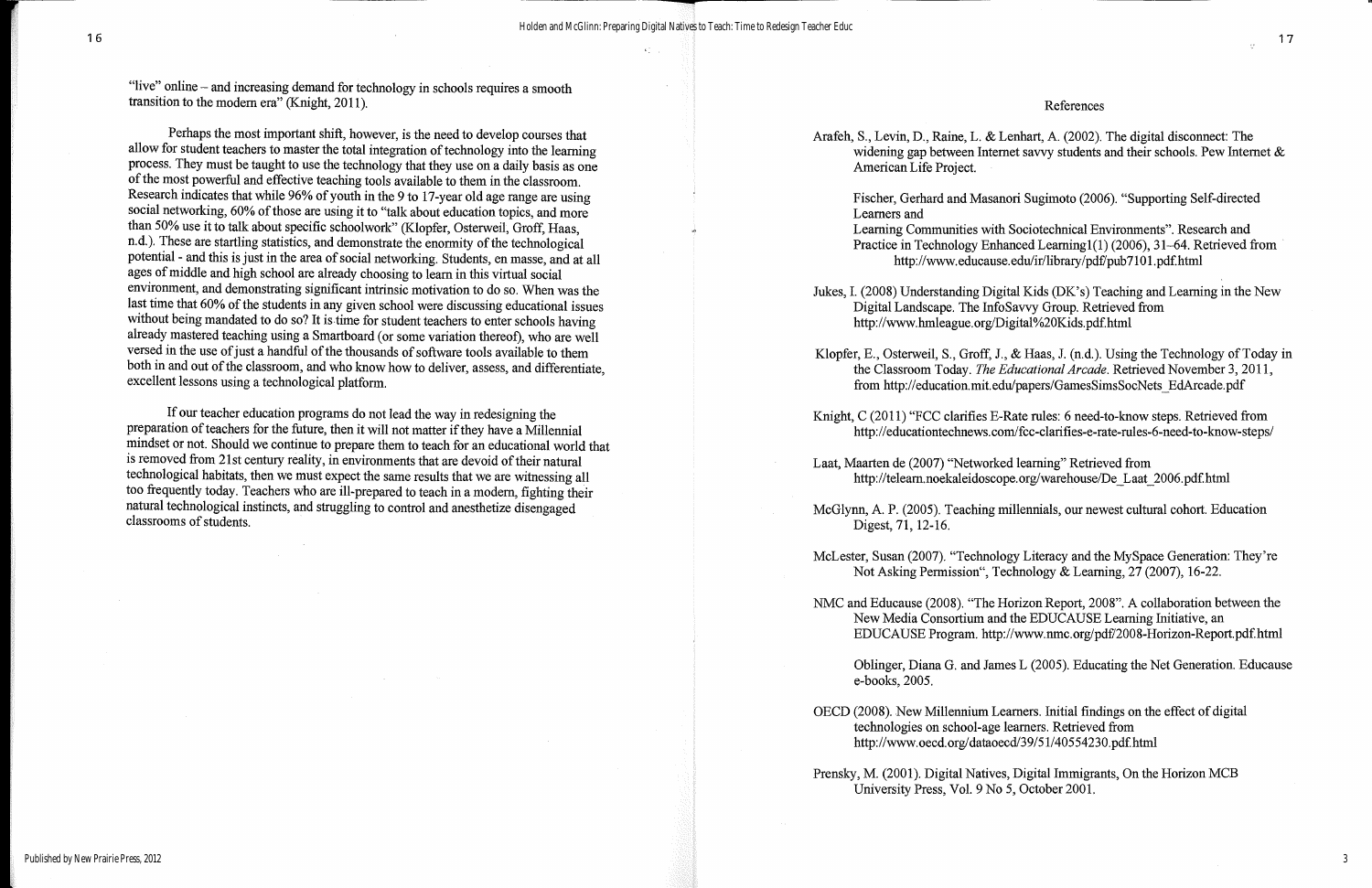"live" online – and increasing demand for technology in schools requires a smooth transition to the modern era" (Knight, 2011).

Perhaps the most important shift, however, is the need to develop courses that allow for student teachers to master the total integration of technology into the learning process. They must be taught to use the technology that they use on a daily basis as one of the most powerful and effective teaching tools available to them in the classroom. Research indicates that while 96% of youth in the 9 to 17-year old age range are using social networking, 60% of those are using it to "talk about education topics, and more than 50% use it to talk about specific schoolwork" (Klopfer, Osterweil, Groff, Haas, n.d.). These are startling statistics, and demonstrate the enormity of the technological potential - and this is just in the area of social networking. Students, en masse, and at all ages of middle and high school are already choosing to learn in this virtual social environment, and demonstrating significant intrinsic motivation to do so. When was the last time that 60% of the students in any given school were discussing educational issues without being mandated to do so? It is time for student teachers to enter schools having already mastered teaching using a Smartboard (or some variation thereof), who are well versed in the use of just a handful of the thousands of software tools available to them both in and out of the classroom, and who know how to deliver, assess, and differentiate, excellent lessons using a technological platform.

If our teacher education programs do not lead the way in redesigning the preparation of teachers for the future, then it will not matter if they have a Millennial mindset or not. Should we continue to prepare them to teach for an educational world that is removed from 21st century reality, in environments that are devoid of their natural technological habitats, then we must expect the same results that we are witnessing all too frequently today. Teachers who are ill-prepared to teach in a modern, fighting their natural technological instincts, and struggling to control and anesthetize disengaged classrooms of students.

## References

Arafeh, S., Levin, D., Raine, L. & Lenhart, A. (2002). The digital disconnect: The widening gap between Internet savvy students and their schools. Pew Internet & American Life Project.

Fischer, Gerhard and Masanori Sugimoto (2006). "Supporting Self-directed Learners and Learning Communities with Sociotechnical Environments". Research and Practice in Technology Enhanced Learning1(1) (2006), 31–64. Retrieved from http://www.educause.edu/ir/library/pdf/pub7101.pdf.html

Jukes, I. (2008) Understanding Digital Kids (DK's) Teaching and Learning in the New Digital Landscape. The InfoSavvy Group. Retrieved from http://www.hmleague.org/Digital%20Kids.pdf.html

Klopfer, E., Osterweil, S., Groff, J., & Haas, J. (n.d.). Using the Technology of Today in the Classroom Today. *The Educational Arcade*. Retrieved November 3, 2011, from http://education.mit.edu/papers/GamesSimsSocNets_EdArcade.pdf

Knight, C (2011) "FCC clarifies E-Rate rules: 6 need-to-know steps. Retrieved from http://educationtechnews.com/fcc-clarifies-e-rate-rules-6-need-to-know-steps/

Laat, Maarten de (2007) "Networked learning" Retrieved from http://telearn.noekaleidoscope.org/warehouse/De_Laat_2006.pdf.html

McGlynn, A. P. (2005). Teaching millennials, our newest cultural cohort. Education Digest, 71, 12-16.

McLester, Susan (2007). "Technology Literacy and the MySpace Generation: They're Not Asking Permission", Technology & Learning, 27 (2007), 16-22.

NMC and Educause (2008). "The Horizon Report, 2008". A collaboration between the New Media Consortium and the EDUCAUSE Learning Initiative, an EDUCAUSE Program. http://www.nmc.org/pdf/2008-Horizon-Report.pdf.html

Oblinger, Diana G. and James L (2005). Educating the Net Generation. Educause e-books, 2005.

OECD (2008). New Millennium Learners. Initial findings on the effect of digital technologies on school-age learners. Retrieved from http://www.oecd.org/dataoecd/39/51/40554230.pdf.html

Prensky, M. (2001). Digital Natives, Digital Immigrants, On the Horizon MCB University Press, Vol. 9 No 5, October 2001.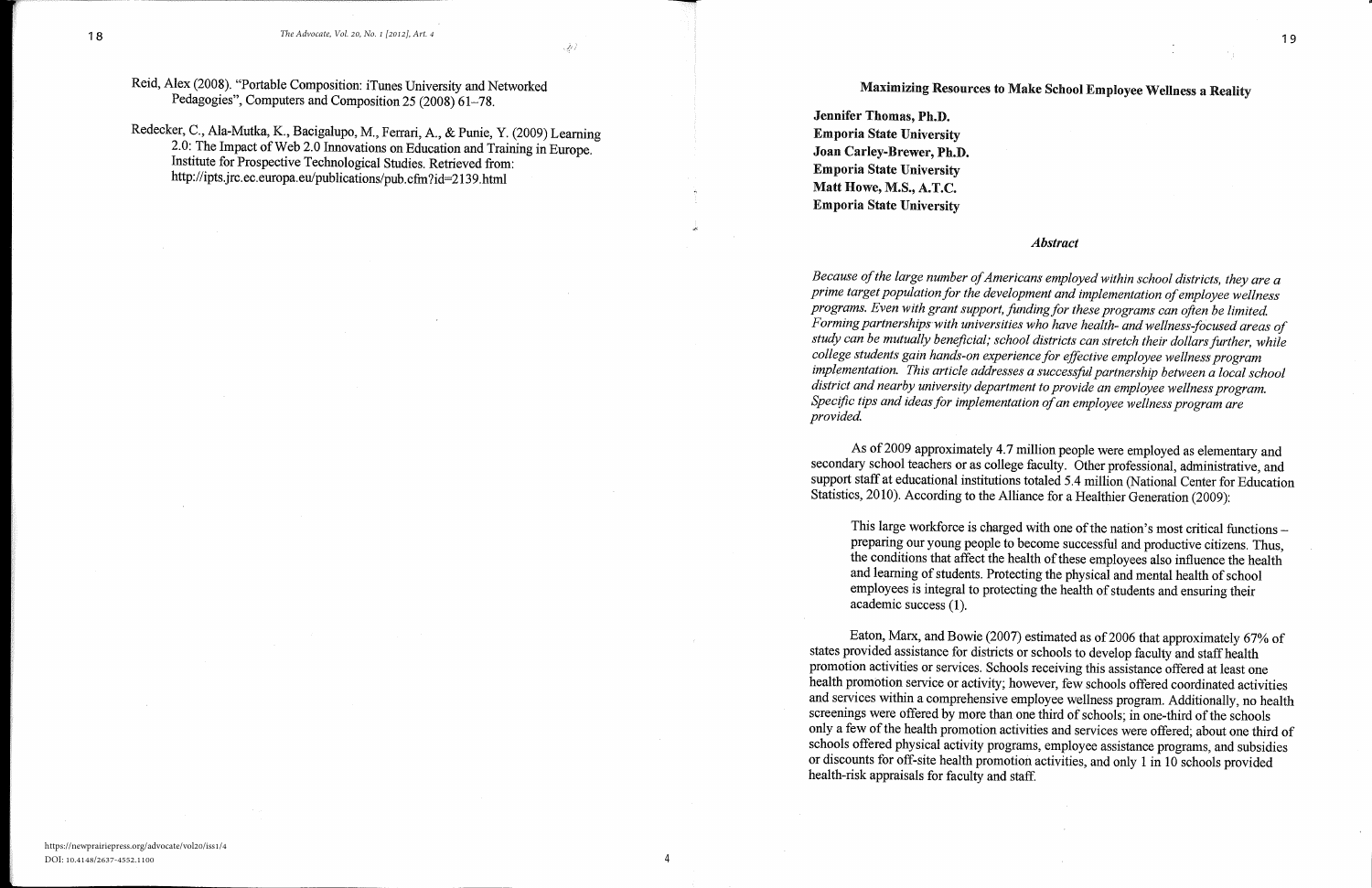Reid, Alex (2008). "Portable Composition: iTunes University and Networked Pedagogies", Computers and Composition 25 (2008) 61–78.

Redecker, C., Ala-Mutka, K., Bacigalupo, M., Ferrari, A., & Punie, Y. (2009) Learning 2.0: The Impact of Web 2.0 Innovations on Education and Training in Europe. Institute for Prospective Technological Studies. Retrieved from: http://ipts.jrc.ec.europa.eu/publications/pub.cfm?id=2139.html

## Maximizing Resources to Make School Employee Wellness a Reality

**Jennifer Thomas, Ph.D.**
**Emporia State University**
**Joan Carley-Brewer, Ph.D.**
**Emporia State University**
**Matt Howe, M.S., A.T.C.**
**Emporia State University**

### *Abstract*

*Because of the large number of Americans employed within school districts, they are a prime target population for the development and implementation of employee wellness programs. Even with grant support, funding for these programs can often be limited. Forming partnerships with universities who have health- and wellness-focused areas of study can be mutually beneficial; school districts can stretch their dollars further, while college students gain hands-on experience for effective employee wellness program implementation. This article addresses a successful partnership between a local school district and nearby university department to provide an employee wellness program. Specific tips and ideas for implementation of an employee wellness program are provided.*

As of 2009 approximately 4.7 million people were employed as elementary and secondary school teachers or as college faculty. Other professional, administrative, and support staff at educational institutions totaled 5.4 million (National Center for Education Statistics, 2010). According to the Alliance for a Healthier Generation (2009):

> This large workforce is charged with one of the nation's most critical functions – preparing our young people to become successful and productive citizens. Thus, the conditions that affect the health of these employees also influence the health and learning of students. Protecting the physical and mental health of school employees is integral to protecting the health of students and ensuring their academic success (1).

Eaton, Marx, and Bowie (2007) estimated as of 2006 that approximately 67% of states provided assistance for districts or schools to develop faculty and staff health promotion activities or services. Schools receiving this assistance offered at least one health promotion service or activity; however, few schools offered coordinated activities and services within a comprehensive employee wellness program. Additionally, no health screenings were offered by more than one third of schools; in one-third of the schools only a few of the health promotion activities and services were offered; about one third of schools offered physical activity programs, employee assistance programs, and subsidies or discounts for off-site health promotion activities, and only 1 in 10 schools provided health-risk appraisals for faculty and staff.